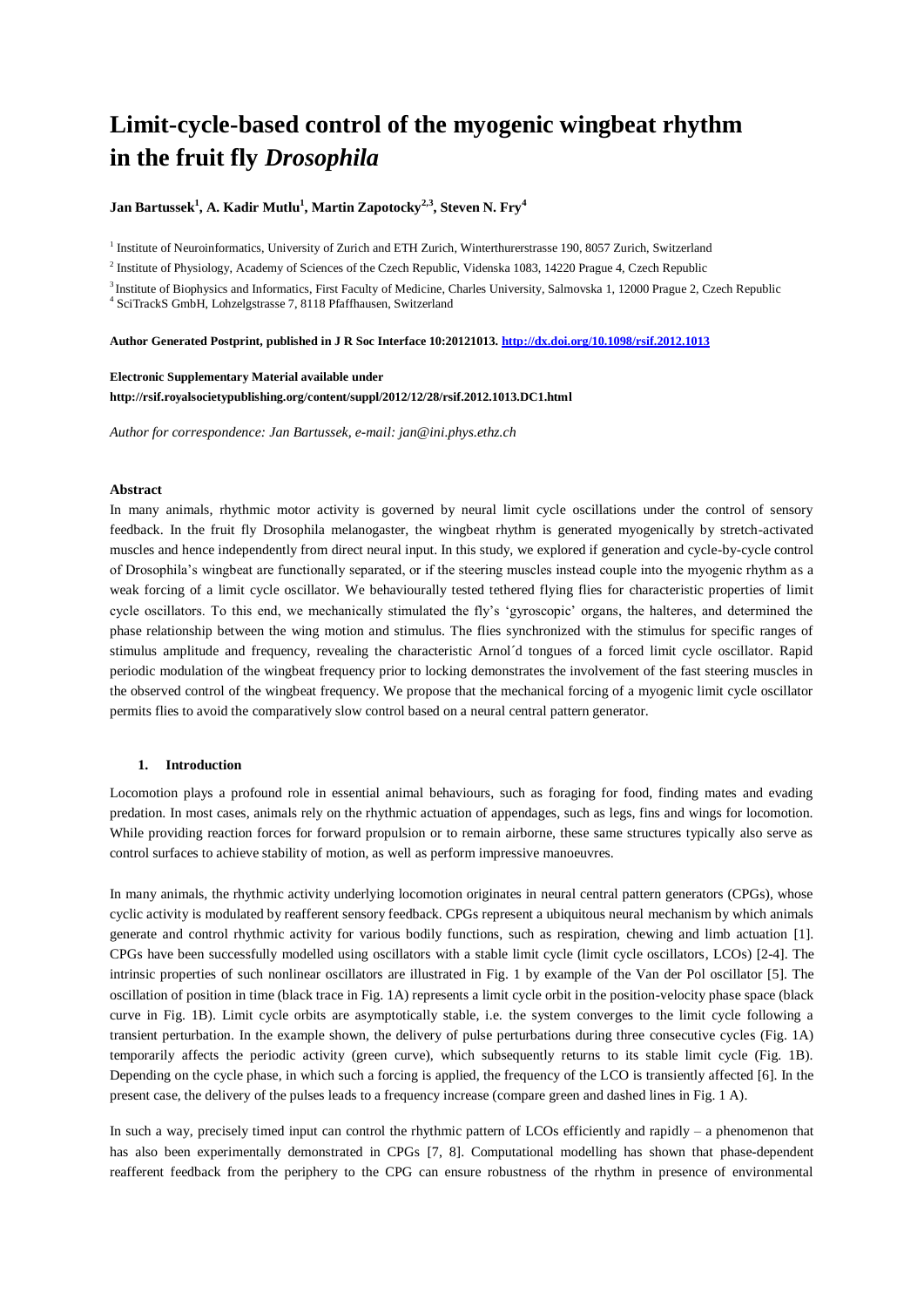# Limit-cycle-based control of the myogenic wingbeat rhythm in the fruit fly *Drosophila*

**Jan Bartussek[1], A. Kadir Mutlu[1], Martin Zapotocky[2,3], Steven N. Fry[4]**

[1] Institute of Neuroinformatics, University of Zurich and ETH Zurich, Winterthurerstrasse 190, 8057 Zurich, Switzerland

[2] Institute of Physiology, Academy of Sciences of the Czech Republic, Videnska 1083, 14220 Prague 4, Czech Republic

[3] Institute of Biophysics and Informatics, First Faculty of Medicine, Charles University, Salmovska 1, 12000 Prague 2, Czech Republic

[4] SciTrackS GmbH, Lohzelgstrasse 7, 8118 Pfaffhausen, Switzerland

**Author Generated Postprint, published in J R Soc Interface 10:20121013. http://dx.doi.org/10.1098/rsif.2012.1013**

**Electronic Supplementary Material available under**
**http://rsif.royalsocietypublishing.org/content/suppl/2012/12/28/rsif.2012.1013.DC1.html**

*Author for correspondence: Jan Bartussek, e-mail: jan@ini.phys.ethz.ch*

**Abstract**

In many animals, rhythmic motor activity is governed by neural limit cycle oscillations under the control of sensory feedback. In the fruit fly Drosophila melanogaster, the wingbeat rhythm is generated myogenically by stretch-activated muscles and hence independently from direct neural input. In this study, we explored if generation and cycle-by-cycle control of Drosophila's wingbeat are functionally separated, or if the steering muscles instead couple into the myogenic rhythm as a weak forcing of a limit cycle oscillator. We behaviourally tested tethered flying flies for characteristic properties of limit cycle oscillators. To this end, we mechanically stimulated the fly's 'gyroscopic' organs, the halteres, and determined the phase relationship between the wing motion and stimulus. The flies synchronized with the stimulus for specific ranges of stimulus amplitude and frequency, revealing the characteristic Arnol´d tongues of a forced limit cycle oscillator. Rapid periodic modulation of the wingbeat frequency prior to locking demonstrates the involvement of the fast steering muscles in the observed control of the wingbeat frequency. We propose that the mechanical forcing of a myogenic limit cycle oscillator permits flies to avoid the comparatively slow control based on a neural central pattern generator.

## 1. Introduction

Locomotion plays a profound role in essential animal behaviours, such as foraging for food, finding mates and evading predation. In most cases, animals rely on the rhythmic actuation of appendages, such as legs, fins and wings for locomotion. While providing reaction forces for forward propulsion or to remain airborne, these same structures typically also serve as control surfaces to achieve stability of motion, as well as perform impressive manoeuvres.

In many animals, the rhythmic activity underlying locomotion originates in neural central pattern generators (CPGs), whose cyclic activity is modulated by reafferent sensory feedback. CPGs represent a ubiquitous neural mechanism by which animals generate and control rhythmic activity for various bodily functions, such as respiration, chewing and limb actuation [1]. CPGs have been successfully modelled using oscillators with a stable limit cycle (limit cycle oscillators, LCOs) [2-4]. The intrinsic properties of such nonlinear oscillators are illustrated in Fig. 1 by example of the Van der Pol oscillator [5]. The oscillation of position in time (black trace in Fig. 1A) represents a limit cycle orbit in the position-velocity phase space (black curve in Fig. 1B). Limit cycle orbits are asymptotically stable, i.e. the system converges to the limit cycle following a transient perturbation. In the example shown, the delivery of pulse perturbations during three consecutive cycles (Fig. 1A) temporarily affects the periodic activity (green curve), which subsequently returns to its stable limit cycle (Fig. 1B). Depending on the cycle phase, in which such a forcing is applied, the frequency of the LCO is transiently affected [6]. In the present case, the delivery of the pulses leads to a frequency increase (compare green and dashed lines in Fig. 1 A).

In such a way, precisely timed input can control the rhythmic pattern of LCOs efficiently and rapidly – a phenomenon that has also been experimentally demonstrated in CPGs [7, 8]. Computational modelling has shown that phase-dependent reafferent feedback from the periphery to the CPG can ensure robustness of the rhythm in presence of environmental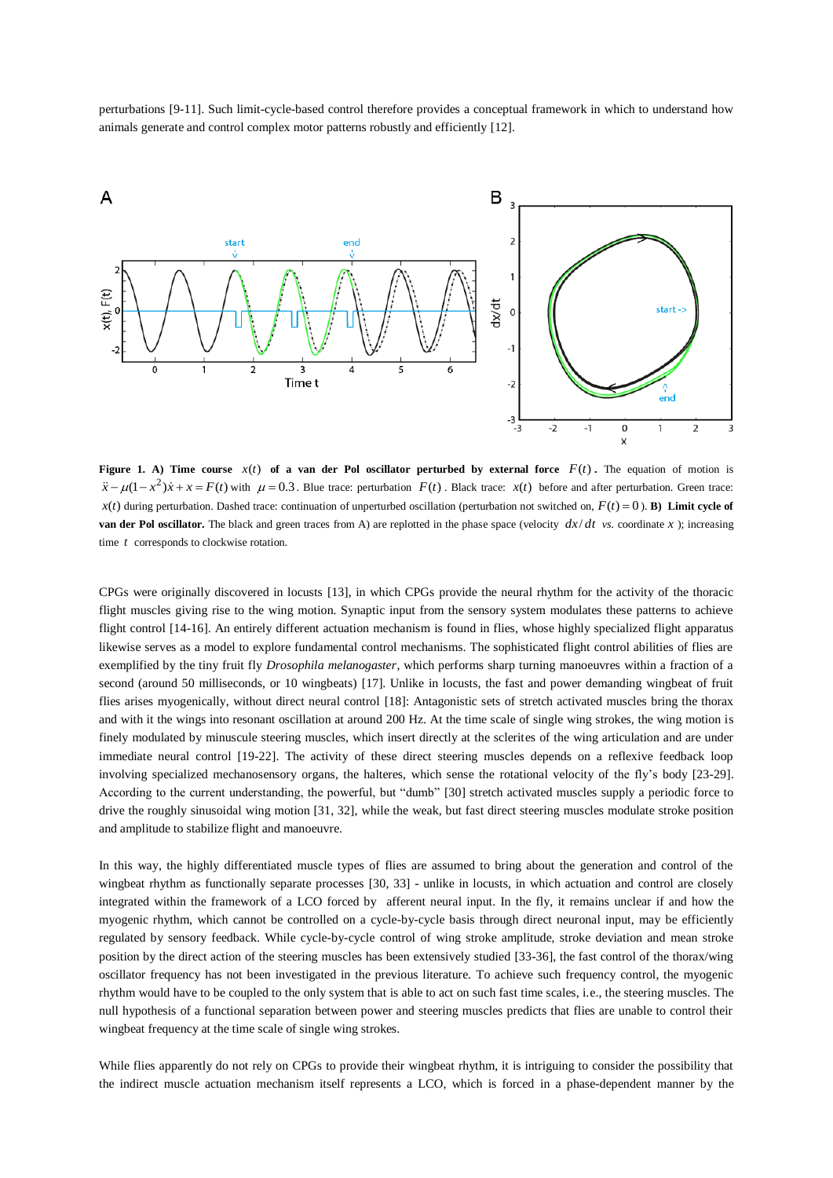perturbations [9-11]. Such limit-cycle-based control therefore provides a conceptual framework in which to understand how animals generate and control complex motor patterns robustly and efficiently [12].

**Figure 1. A) Time course $x(t)$ of a van der Pol oscillator perturbed by external force $F(t)$.** The equation of motion is $\ddot{x} - \mu(1-x^2)\dot{x} + x = F(t)$ with $\mu = 0.3$. Blue trace: perturbation $F(t)$. Black trace: $x(t)$ before and after perturbation. Green trace: $x(t)$ during perturbation. Dashed trace: continuation of unperturbed oscillation (perturbation not switched on, $F(t) = 0$). **B) Limit cycle of van der Pol oscillator.** The black and green traces from A) are replotted in the phase space (velocity $dx/dt$ *vs.* coordinate $x$); increasing time $t$ corresponds to clockwise rotation.

CPGs were originally discovered in locusts [13], in which CPGs provide the neural rhythm for the activity of the thoracic flight muscles giving rise to the wing motion. Synaptic input from the sensory system modulates these patterns to achieve flight control [14-16]. An entirely different actuation mechanism is found in flies, whose highly specialized flight apparatus likewise serves as a model to explore fundamental control mechanisms. The sophisticated flight control abilities of flies are exemplified by the tiny fruit fly *Drosophila melanogaster*, which performs sharp turning manoeuvres within a fraction of a second (around 50 milliseconds, or 10 wingbeats) [17]. Unlike in locusts, the fast and power demanding wingbeat of fruit flies arises myogenically, without direct neural control [18]: Antagonistic sets of stretch activated muscles bring the thorax and with it the wings into resonant oscillation at around 200 Hz. At the time scale of single wing strokes, the wing motion is finely modulated by minuscule steering muscles, which insert directly at the sclerites of the wing articulation and are under immediate neural control [19-22]. The activity of these direct steering muscles depends on a reflexive feedback loop involving specialized mechanosensory organs, the halteres, which sense the rotational velocity of the fly's body [23-29]. According to the current understanding, the powerful, but "dumb" [30] stretch activated muscles supply a periodic force to drive the roughly sinusoidal wing motion [31, 32], while the weak, but fast direct steering muscles modulate stroke position and amplitude to stabilize flight and manoeuvre.

In this way, the highly differentiated muscle types of flies are assumed to bring about the generation and control of the wingbeat rhythm as functionally separate processes [30, 33] - unlike in locusts, in which actuation and control are closely integrated within the framework of a LCO forced by afferent neural input. In the fly, it remains unclear if and how the myogenic rhythm, which cannot be controlled on a cycle-by-cycle basis through direct neuronal input, may be efficiently regulated by sensory feedback. While cycle-by-cycle control of wing stroke amplitude, stroke deviation and mean stroke position by the direct action of the steering muscles has been extensively studied [33-36], the fast control of the thorax/wing oscillator frequency has not been investigated in the previous literature. To achieve such frequency control, the myogenic rhythm would have to be coupled to the only system that is able to act on such fast time scales, i.e., the steering muscles. The null hypothesis of a functional separation between power and steering muscles predicts that flies are unable to control their wingbeat frequency at the time scale of single wing strokes.

While flies apparently do not rely on CPGs to provide their wingbeat rhythm, it is intriguing to consider the possibility that the indirect muscle actuation mechanism itself represents a LCO, which is forced in a phase-dependent manner by the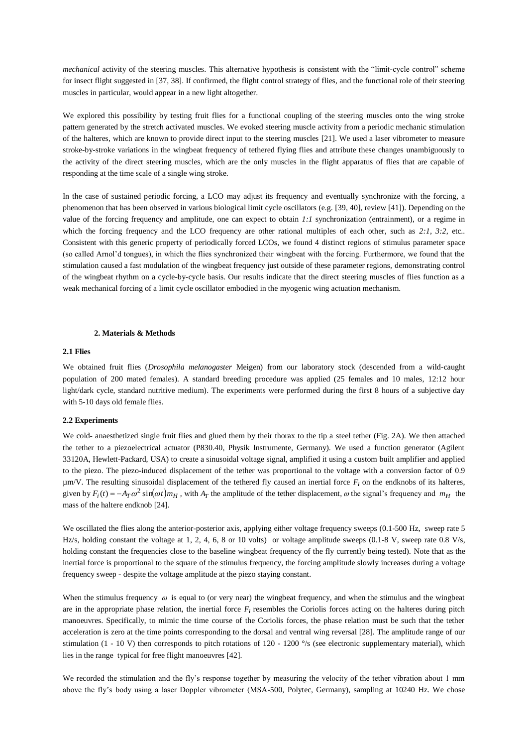*mechanical* activity of the steering muscles. This alternative hypothesis is consistent with the "limit-cycle control" scheme for insect flight suggested in [37, 38]. If confirmed, the flight control strategy of flies, and the functional role of their steering muscles in particular, would appear in a new light altogether.

We explored this possibility by testing fruit flies for a functional coupling of the steering muscles onto the wing stroke pattern generated by the stretch activated muscles. We evoked steering muscle activity from a periodic mechanic stimulation of the halteres, which are known to provide direct input to the steering muscles [21]. We used a laser vibrometer to measure stroke-by-stroke variations in the wingbeat frequency of tethered flying flies and attribute these changes unambiguously to the activity of the direct steering muscles, which are the only muscles in the flight apparatus of flies that are capable of responding at the time scale of a single wing stroke.

In the case of sustained periodic forcing, a LCO may adjust its frequency and eventually synchronize with the forcing, a phenomenon that has been observed in various biological limit cycle oscillators (e.g. [39, 40], review [41]). Depending on the value of the forcing frequency and amplitude, one can expect to obtain *1:1* synchronization (entrainment), or a regime in which the forcing frequency and the LCO frequency are other rational multiples of each other, such as *2:1*, *3:2*, etc.. Consistent with this generic property of periodically forced LCOs, we found 4 distinct regions of stimulus parameter space (so called Arnol'd tongues), in which the flies synchronized their wingbeat with the forcing. Furthermore, we found that the stimulation caused a fast modulation of the wingbeat frequency just outside of these parameter regions, demonstrating control of the wingbeat rhythm on a cycle-by-cycle basis. Our results indicate that the direct steering muscles of flies function as a weak mechanical forcing of a limit cycle oscillator embodied in the myogenic wing actuation mechanism.

## 2. Materials & Methods

### 2.1 Flies

We obtained fruit flies (*Drosophila melanogaster* Meigen) from our laboratory stock (descended from a wild-caught population of 200 mated females). A standard breeding procedure was applied (25 females and 10 males, 12:12 hour light/dark cycle, standard nutritive medium). The experiments were performed during the first 8 hours of a subjective day with 5-10 days old female flies.

### 2.2 Experiments

We cold- anaesthetized single fruit flies and glued them by their thorax to the tip a steel tether (Fig. 2A). We then attached the tether to a piezoelectrical actuator (P830.40, Physik Instrumente, Germany). We used a function generator (Agilent 33120A, Hewlett-Packard, USA) to create a sinusoidal voltage signal, amplified it using a custom built amplifier and applied to the piezo. The piezo-induced displacement of the tether was proportional to the voltage with a conversion factor of 0.9 µm/V. The resulting sinusoidal displacement of the tethered fly caused an inertial force $F_i$ on the endknobs of its halteres, given by $F_i(t) = -A_T\omega^2 \sin(\omega t) m_H$, with $A_T$ the amplitude of the tether displacement, $\omega$ the signal's frequency and $m_H$ the mass of the haltere endknob [24].

We oscillated the flies along the anterior-posterior axis, applying either voltage frequency sweeps (0.1-500 Hz, sweep rate 5 Hz/s, holding constant the voltage at 1, 2, 4, 6, 8 or 10 volts) or voltage amplitude sweeps (0.1-8 V, sweep rate 0.8 V/s, holding constant the frequencies close to the baseline wingbeat frequency of the fly currently being tested). Note that as the inertial force is proportional to the square of the stimulus frequency, the forcing amplitude slowly increases during a voltage frequency sweep - despite the voltage amplitude at the piezo staying constant.

When the stimulus frequency $\omega$ is equal to (or very near) the wingbeat frequency, and when the stimulus and the wingbeat are in the appropriate phase relation, the inertial force $F_i$ resembles the Coriolis forces acting on the halteres during pitch manoeuvres. Specifically, to mimic the time course of the Coriolis forces, the phase relation must be such that the tether acceleration is zero at the time points corresponding to the dorsal and ventral wing reversal [28]. The amplitude range of our stimulation (1 - 10 V) then corresponds to pitch rotations of 120 - 1200 °/s (see electronic supplementary material), which lies in the range typical for free flight manoeuvres [42].

We recorded the stimulation and the fly's response together by measuring the velocity of the tether vibration about 1 mm above the fly's body using a laser Doppler vibrometer (MSA-500, Polytec, Germany), sampling at 10240 Hz. We chose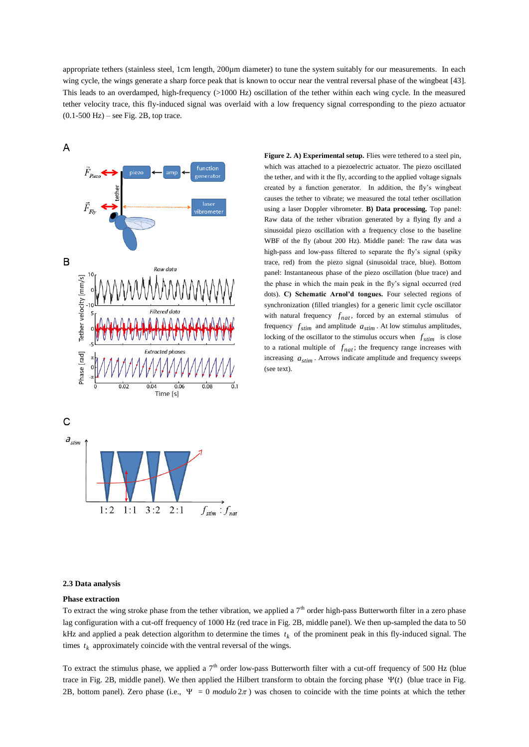appropriate tethers (stainless steel, 1cm length, 200µm diameter) to tune the system suitably for our measurements. In each wing cycle, the wings generate a sharp force peak that is known to occur near the ventral reversal phase of the wingbeat [43]. This leads to an overdamped, high-frequency (>1000 Hz) oscillation of the tether within each wing cycle. In the measured tether velocity trace, this fly-induced signal was overlaid with a low frequency signal corresponding to the piezo actuator (0.1-500 Hz) – see Fig. 2B, top trace.

**Figure 2. A) Experimental setup.** Flies were tethered to a steel pin, which was attached to a piezoelectric actuator. The piezo oscillated the tether, and with it the fly, according to the applied voltage signals created by a function generator. In addition, the fly's wingbeat causes the tether to vibrate; we measured the total tether oscillation using a laser Doppler vibrometer. **B) Data processing.** Top panel: Raw data of the tether vibration generated by a flying fly and a sinusoidal piezo oscillation with a frequency close to the baseline WBF of the fly (about 200 Hz). Middle panel: The raw data was high-pass and low-pass filtered to separate the fly's signal (spiky trace, red) from the piezo signal (sinusoidal trace, blue). Bottom panel: Instantaneous phase of the piezo oscillation (blue trace) and the phase in which the main peak in the fly's signal occurred (red dots). **C) Schematic Arnol'd tongues.** Four selected regions of synchronization (filled triangles) for a generic limit cycle oscillator with natural frequency $f_{nat}$, forced by an external stimulus of frequency $f_{stim}$ and amplitude $a_{stim}$. At low stimulus amplitudes, locking of the oscillator to the stimulus occurs when $f_{stim}$ is close to a rational multiple of $f_{nat}$; the frequency range increases with increasing $a_{stim}$. Arrows indicate amplitude and frequency sweeps (see text).

### 2.3 Data analysis

#### Phase extraction

To extract the wing stroke phase from the tether vibration, we applied a 7[th] order high-pass Butterworth filter in a zero phase lag configuration with a cut-off frequency of 1000 Hz (red trace in Fig. 2B, middle panel). We then up-sampled the data to 50 kHz and applied a peak detection algorithm to determine the times $t_k$ of the prominent peak in this fly-induced signal. The times $t_k$ approximately coincide with the ventral reversal of the wings.

To extract the stimulus phase, we applied a 7[th] order low-pass Butterworth filter with a cut-off frequency of 500 Hz (blue trace in Fig. 2B, middle panel). We then applied the Hilbert transform to obtain the forcing phase $\Psi(t)$ (blue trace in Fig. 2B, bottom panel). Zero phase (i.e., $\Psi = 0$ *modulo* $2\pi$) was chosen to coincide with the time points at which the tether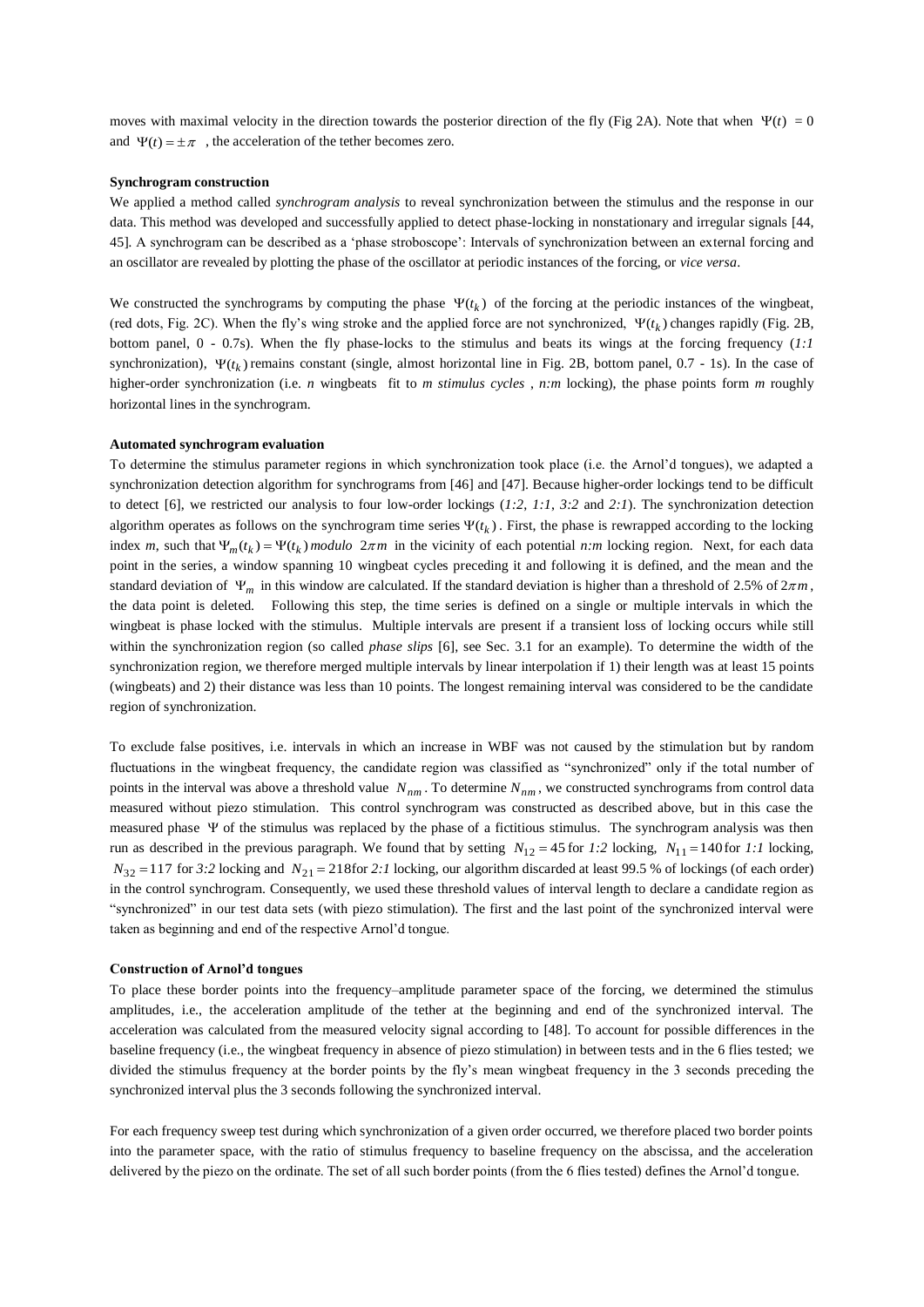moves with maximal velocity in the direction towards the posterior direction of the fly (Fig 2A). Note that when $\Psi(t) = 0$ and $\Psi(t) = \pm\pi$ , the acceleration of the tether becomes zero.

**Synchrogram construction**

We applied a method called *synchrogram analysis* to reveal synchronization between the stimulus and the response in our data. This method was developed and successfully applied to detect phase-locking in nonstationary and irregular signals [44, 45]. A synchrogram can be described as a 'phase stroboscope': Intervals of synchronization between an external forcing and an oscillator are revealed by plotting the phase of the oscillator at periodic instances of the forcing, or *vice versa*.

We constructed the synchrograms by computing the phase $\Psi(t_k)$ of the forcing at the periodic instances of the wingbeat, (red dots, Fig. 2C). When the fly's wing stroke and the applied force are not synchronized, $\Psi(t_k)$ changes rapidly (Fig. 2B, bottom panel, 0 - 0.7s). When the fly phase-locks to the stimulus and beats its wings at the forcing frequency (*1:1* synchronization), $\Psi(t_k)$ remains constant (single, almost horizontal line in Fig. 2B, bottom panel, 0.7 - 1s). In the case of higher-order synchronization (i.e. *n* wingbeats fit to *m stimulus cycles* , *n:m* locking), the phase points form *m* roughly horizontal lines in the synchrogram.

**Automated synchrogram evaluation**

To determine the stimulus parameter regions in which synchronization took place (i.e. the Arnol'd tongues), we adapted a synchronization detection algorithm for synchrograms from [46] and [47]. Because higher-order lockings tend to be difficult to detect [6], we restricted our analysis to four low-order lockings (*1:2*, *1:1*, *3:2* and *2:1*). The synchronization detection algorithm operates as follows on the synchrogram time series $\Psi(t_k)$. First, the phase is rewrapped according to the locking index *m*, such that $\Psi_m(t_k) = \Psi(t_k)\, modulo\;\; 2\pi m$ in the vicinity of each potential *n:m* locking region. Next, for each data point in the series, a window spanning 10 wingbeat cycles preceding it and following it is defined, and the mean and the standard deviation of $\Psi_m$ in this window are calculated. If the standard deviation is higher than a threshold of 2.5% of $2\pi m$, the data point is deleted. Following this step, the time series is defined on a single or multiple intervals in which the wingbeat is phase locked with the stimulus. Multiple intervals are present if a transient loss of locking occurs while still within the synchronization region (so called *phase slips* [6], see Sec. 3.1 for an example). To determine the width of the synchronization region, we therefore merged multiple intervals by linear interpolation if 1) their length was at least 15 points (wingbeats) and 2) their distance was less than 10 points. The longest remaining interval was considered to be the candidate region of synchronization.

To exclude false positives, i.e. intervals in which an increase in WBF was not caused by the stimulation but by random fluctuations in the wingbeat frequency, the candidate region was classified as "synchronized" only if the total number of points in the interval was above a threshold value $N_{nm}$. To determine $N_{nm}$, we constructed synchrograms from control data measured without piezo stimulation. This control synchrogram was constructed as described above, but in this case the measured phase $\Psi$ of the stimulus was replaced by the phase of a fictitious stimulus. The synchrogram analysis was then run as described in the previous paragraph. We found that by setting $N_{12} = 45$ for *1:2* locking, $N_{11} = 140$ for *1:1* locking, $N_{32} = 117$ for *3:2* locking and $N_{21} = 218$ for *2:1* locking, our algorithm discarded at least 99.5 % of lockings (of each order) in the control synchrogram. Consequently, we used these threshold values of interval length to declare a candidate region as "synchronized" in our test data sets (with piezo stimulation). The first and the last point of the synchronized interval were taken as beginning and end of the respective Arnol'd tongue.

**Construction of Arnol'd tongues**

To place these border points into the frequency–amplitude parameter space of the forcing, we determined the stimulus amplitudes, i.e., the acceleration amplitude of the tether at the beginning and end of the synchronized interval. The acceleration was calculated from the measured velocity signal according to [48]. To account for possible differences in the baseline frequency (i.e., the wingbeat frequency in absence of piezo stimulation) in between tests and in the 6 flies tested; we divided the stimulus frequency at the border points by the fly's mean wingbeat frequency in the 3 seconds preceding the synchronized interval plus the 3 seconds following the synchronized interval.

For each frequency sweep test during which synchronization of a given order occurred, we therefore placed two border points into the parameter space, with the ratio of stimulus frequency to baseline frequency on the abscissa, and the acceleration delivered by the piezo on the ordinate. The set of all such border points (from the 6 flies tested) defines the Arnol'd tongue.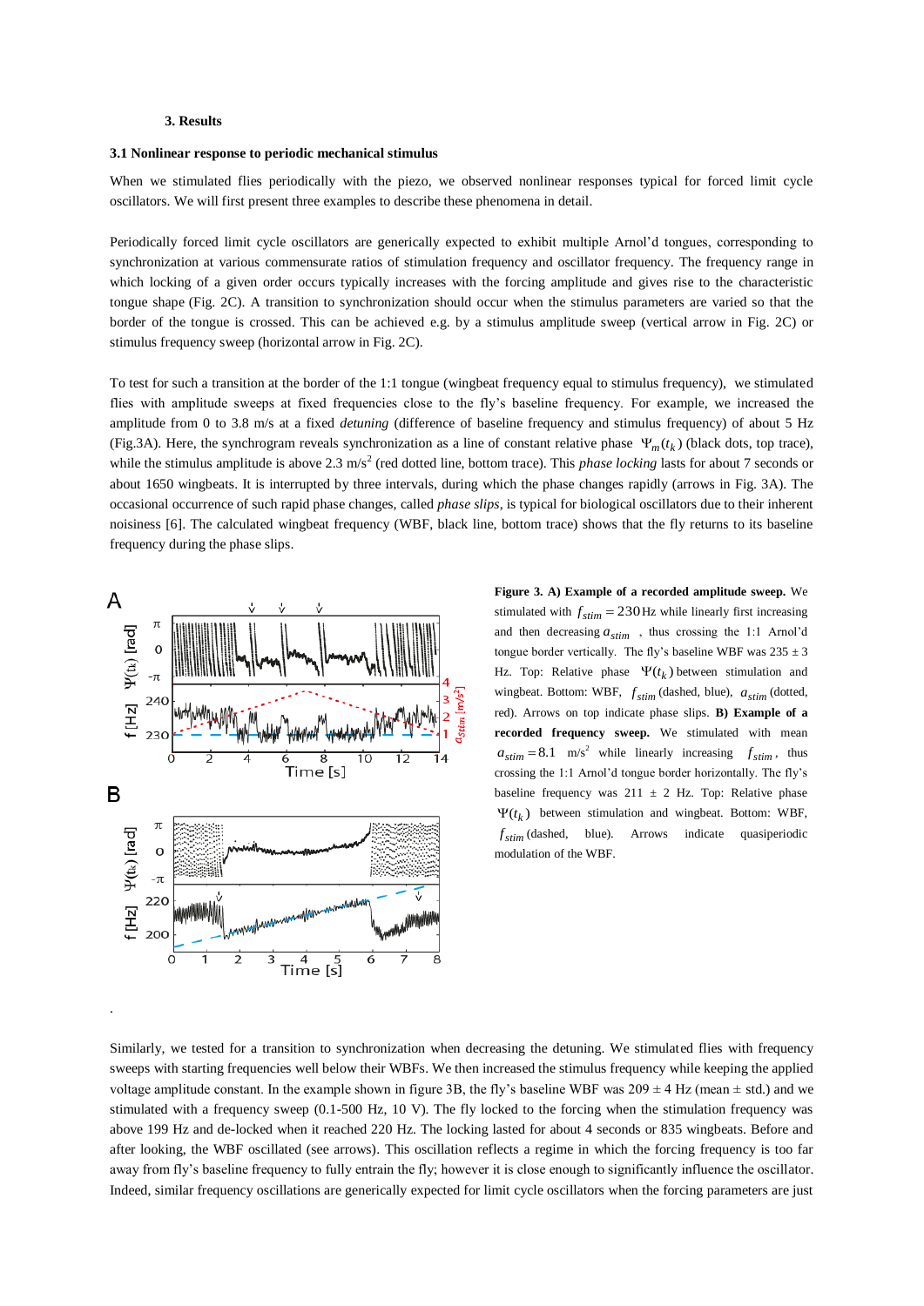### 3. Results

#### 3.1 Nonlinear response to periodic mechanical stimulus

When we stimulated flies periodically with the piezo, we observed nonlinear responses typical for forced limit cycle oscillators. We will first present three examples to describe these phenomena in detail.

Periodically forced limit cycle oscillators are generically expected to exhibit multiple Arnol'd tongues, corresponding to synchronization at various commensurate ratios of stimulation frequency and oscillator frequency. The frequency range in which locking of a given order occurs typically increases with the forcing amplitude and gives rise to the characteristic tongue shape (Fig. 2C). A transition to synchronization should occur when the stimulus parameters are varied so that the border of the tongue is crossed. This can be achieved e.g. by a stimulus amplitude sweep (vertical arrow in Fig. 2C) or stimulus frequency sweep (horizontal arrow in Fig. 2C).

To test for such a transition at the border of the 1:1 tongue (wingbeat frequency equal to stimulus frequency), we stimulated flies with amplitude sweeps at fixed frequencies close to the fly's baseline frequency. For example, we increased the amplitude from 0 to 3.8 m/s at a fixed *detuning* (difference of baseline frequency and stimulus frequency) of about 5 Hz (Fig.3A). Here, the synchrogram reveals synchronization as a line of constant relative phase $\Psi_m(t_k)$ (black dots, top trace), while the stimulus amplitude is above 2.3 m/s$^2$ (red dotted line, bottom trace). This *phase locking* lasts for about 7 seconds or about 1650 wingbeats. It is interrupted by three intervals, during which the phase changes rapidly (arrows in Fig. 3A). The occasional occurrence of such rapid phase changes, called *phase slips*, is typical for biological oscillators due to their inherent noisiness [6]. The calculated wingbeat frequency (WBF, black line, bottom trace) shows that the fly returns to its baseline frequency during the phase slips.

**Figure 3. A) Example of a recorded amplitude sweep.** We stimulated with $f_{stim} = 230$ Hz while linearly first increasing and then decreasing $a_{stim}$, thus crossing the 1:1 Arnol'd tongue border vertically. The fly's baseline WBF was 235 ± 3 Hz. Top: Relative phase $\Psi(t_k)$ between stimulation and wingbeat. Bottom: WBF, $f_{stim}$ (dashed, blue), $a_{stim}$ (dotted, red). Arrows on top indicate phase slips. **B) Example of a recorded frequency sweep.** We stimulated with mean $a_{stim} = 8.1$ m/s$^2$ while linearly increasing $f_{stim}$, thus crossing the 1:1 Arnol'd tongue border horizontally. The fly's baseline frequency was 211 ± 2 Hz. Top: Relative phase $\Psi(t_k)$ between stimulation and wingbeat. Bottom: WBF, $f_{stim}$ (dashed, blue). Arrows indicate quasiperiodic modulation of the WBF.

Similarly, we tested for a transition to synchronization when decreasing the detuning. We stimulated flies with frequency sweeps with starting frequencies well below their WBFs. We then increased the stimulus frequency while keeping the applied voltage amplitude constant. In the example shown in figure 3B, the fly's baseline WBF was 209 ± 4 Hz (mean ± std.) and we stimulated with a frequency sweep (0.1-500 Hz, 10 V). The fly locked to the forcing when the stimulation frequency was above 199 Hz and de-locked when it reached 220 Hz. The locking lasted for about 4 seconds or 835 wingbeats. Before and after looking, the WBF oscillated (see arrows). This oscillation reflects a regime in which the forcing frequency is too far away from fly's baseline frequency to fully entrain the fly; however it is close enough to significantly influence the oscillator. Indeed, similar frequency oscillations are generically expected for limit cycle oscillators when the forcing parameters are just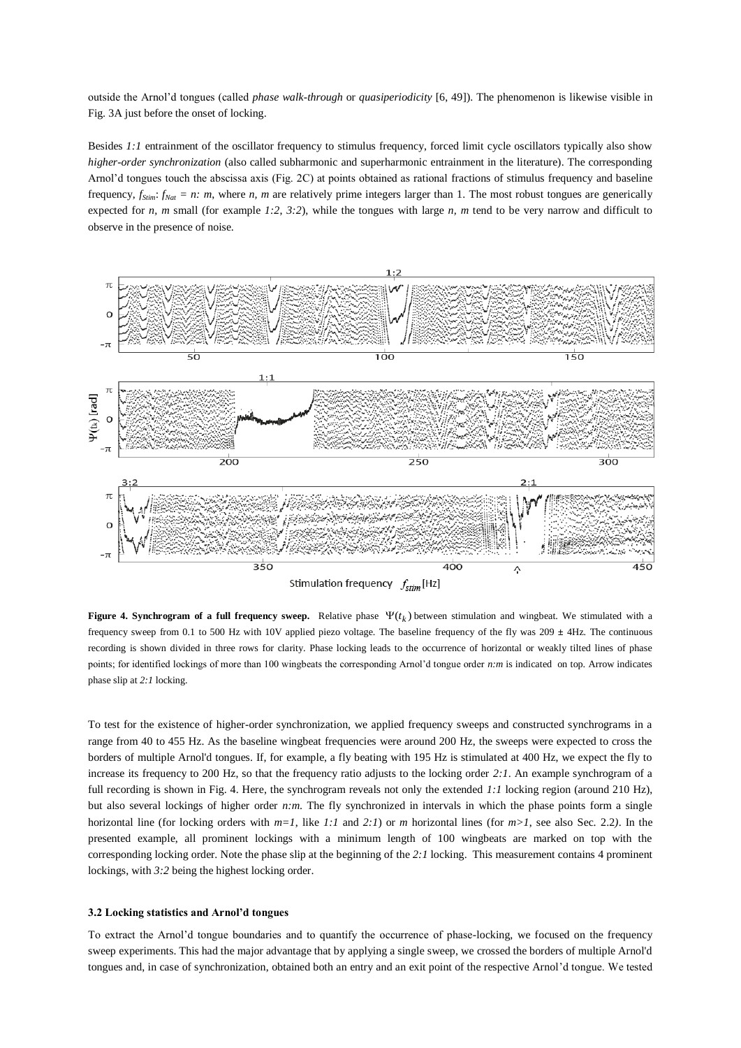outside the Arnol'd tongues (called *phase walk-through* or *quasiperiodicity* [6, 49]). The phenomenon is likewise visible in Fig. 3A just before the onset of locking.

Besides *1:1* entrainment of the oscillator frequency to stimulus frequency, forced limit cycle oscillators typically also show *higher-order synchronization* (also called subharmonic and superharmonic entrainment in the literature). The corresponding Arnol'd tongues touch the abscissa axis (Fig. 2C) at points obtained as rational fractions of stimulus frequency and baseline frequency, $f_{Stim}$: $f_{Nat}$ = *n: m*, where *n, m* are relatively prime integers larger than 1. The most robust tongues are generically expected for *n, m* small (for example *1:2, 3:2*), while the tongues with large *n, m* tend to be very narrow and difficult to observe in the presence of noise.

**Figure 4. Synchrogram of a full frequency sweep.** Relative phase $\Psi(t_k)$ between stimulation and wingbeat. We stimulated with a frequency sweep from 0.1 to 500 Hz with 10V applied piezo voltage. The baseline frequency of the fly was 209 ± 4Hz. The continuous recording is shown divided in three rows for clarity. Phase locking leads to the occurrence of horizontal or weakly tilted lines of phase points; for identified lockings of more than 100 wingbeats the corresponding Arnol'd tongue order *n:m* is indicated on top. Arrow indicates phase slip at *2:1* locking.

To test for the existence of higher-order synchronization, we applied frequency sweeps and constructed synchrograms in a range from 40 to 455 Hz. As the baseline wingbeat frequencies were around 200 Hz, the sweeps were expected to cross the borders of multiple Arnol'd tongues. If, for example, a fly beating with 195 Hz is stimulated at 400 Hz, we expect the fly to increase its frequency to 200 Hz, so that the frequency ratio adjusts to the locking order *2:1*. An example synchrogram of a full recording is shown in Fig. 4. Here, the synchrogram reveals not only the extended *1:1* locking region (around 210 Hz), but also several lockings of higher order *n:m.* The fly synchronized in intervals in which the phase points form a single horizontal line (for locking orders with *m=1*, like *1:1* and *2:1*) or *m* horizontal lines (for *m>1*, see also Sec. 2.2*)*. In the presented example, all prominent lockings with a minimum length of 100 wingbeats are marked on top with the corresponding locking order. Note the phase slip at the beginning of the *2:1* locking. This measurement contains 4 prominent lockings, with *3:2* being the highest locking order.

### 3.2 Locking statistics and Arnol'd tongues

To extract the Arnol'd tongue boundaries and to quantify the occurrence of phase-locking, we focused on the frequency sweep experiments. This had the major advantage that by applying a single sweep, we crossed the borders of multiple Arnol'd tongues and, in case of synchronization, obtained both an entry and an exit point of the respective Arnol'd tongue. We tested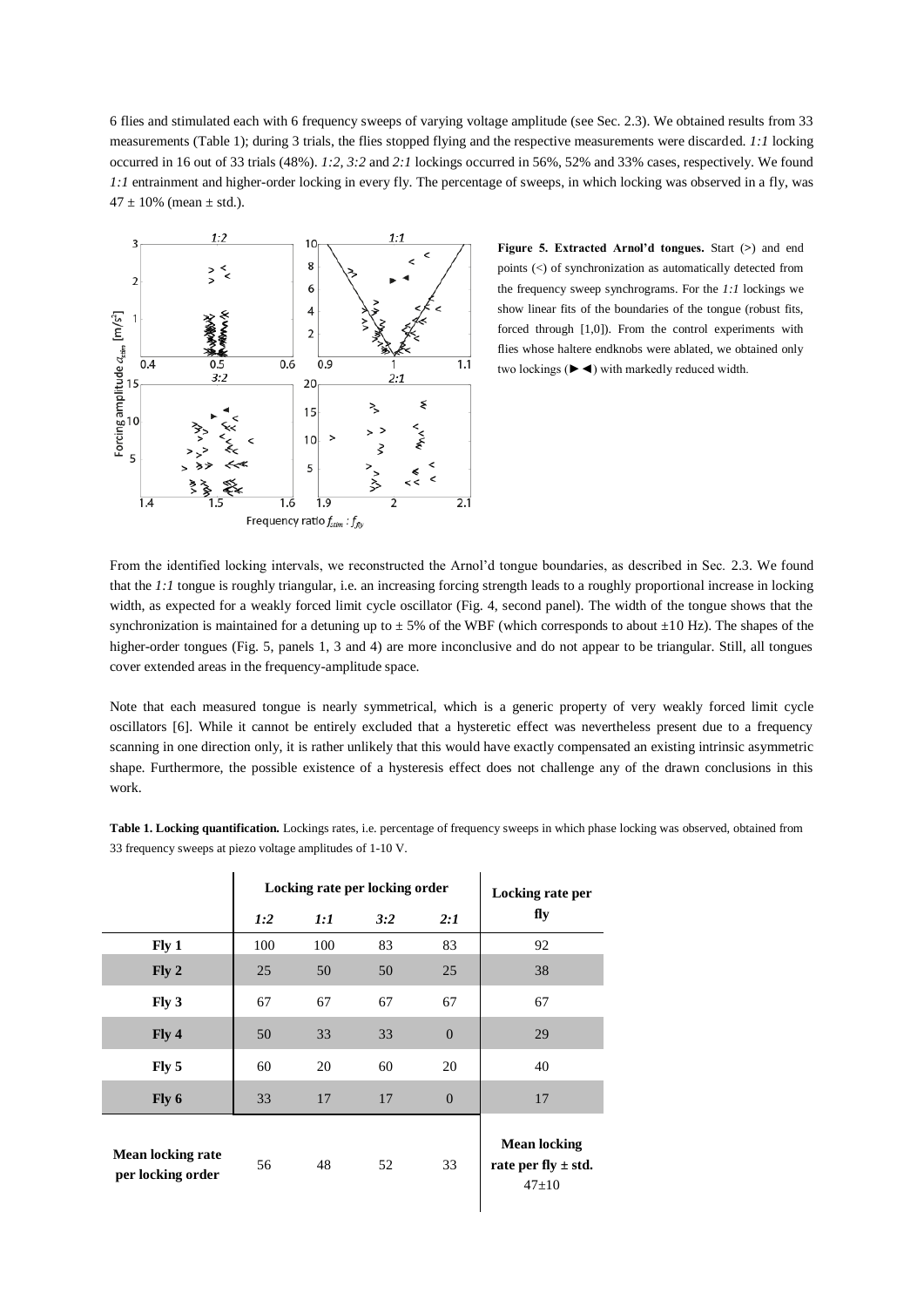6 flies and stimulated each with 6 frequency sweeps of varying voltage amplitude (see Sec. 2.3). We obtained results from 33 measurements (Table 1); during 3 trials, the flies stopped flying and the respective measurements were discarded. *1:1* locking occurred in 16 out of 33 trials (48%). *1:2*, *3:2* and *2:1* lockings occurred in 56%, 52% and 33% cases, respectively. We found *1:1* entrainment and higher-order locking in every fly. The percentage of sweeps, in which locking was observed in a fly, was $47 \pm 10\%$ (mean ± std.).

**Figure 5. Extracted Arnol'd tongues.** Start (>) and end points (<) of synchronization as automatically detected from the frequency sweep synchrograms. For the *1:1* lockings we show linear fits of the boundaries of the tongue (robust fits, forced through [1,0]). From the control experiments with flies whose haltere endknobs were ablated, we obtained only two lockings (►◄) with markedly reduced width.

From the identified locking intervals, we reconstructed the Arnol'd tongue boundaries, as described in Sec. 2.3. We found that the *1:1* tongue is roughly triangular, i.e. an increasing forcing strength leads to a roughly proportional increase in locking width, as expected for a weakly forced limit cycle oscillator (Fig. 4, second panel). The width of the tongue shows that the synchronization is maintained for a detuning up to ± 5% of the WBF (which corresponds to about ±10 Hz). The shapes of the higher-order tongues (Fig. 5, panels 1, 3 and 4) are more inconclusive and do not appear to be triangular. Still, all tongues cover extended areas in the frequency-amplitude space.

Note that each measured tongue is nearly symmetrical, which is a generic property of very weakly forced limit cycle oscillators [6]. While it cannot be entirely excluded that a hysteretic effect was nevertheless present due to a frequency scanning in one direction only, it is rather unlikely that this would have exactly compensated an existing intrinsic asymmetric shape. Furthermore, the possible existence of a hysteresis effect does not challenge any of the drawn conclusions in this work.

**Table 1. Locking quantification.** Lockings rates, i.e. percentage of frequency sweeps in which phase locking was observed, obtained from 33 frequency sweeps at piezo voltage amplitudes of 1-10 V.

| | Locking rate per locking order | | | | Locking rate per fly |
|---|---|---|---|---|---|
| | *1:2* | *1:1* | *3:2* | *2:1* | |
| **Fly 1** | 100 | 100 | 83 | 83 | 92 |
| **Fly 2** | 25 | 50 | 50 | 25 | 38 |
| **Fly 3** | 67 | 67 | 67 | 67 | 67 |
| **Fly 4** | 50 | 33 | 33 | 0 | 29 |
| **Fly 5** | 60 | 20 | 60 | 20 | 40 |
| **Fly 6** | 33 | 17 | 17 | 0 | 17 |
| **Mean locking rate per locking order** | 56 | 48 | 52 | 33 | **Mean locking rate per fly ± std.** 47±10 |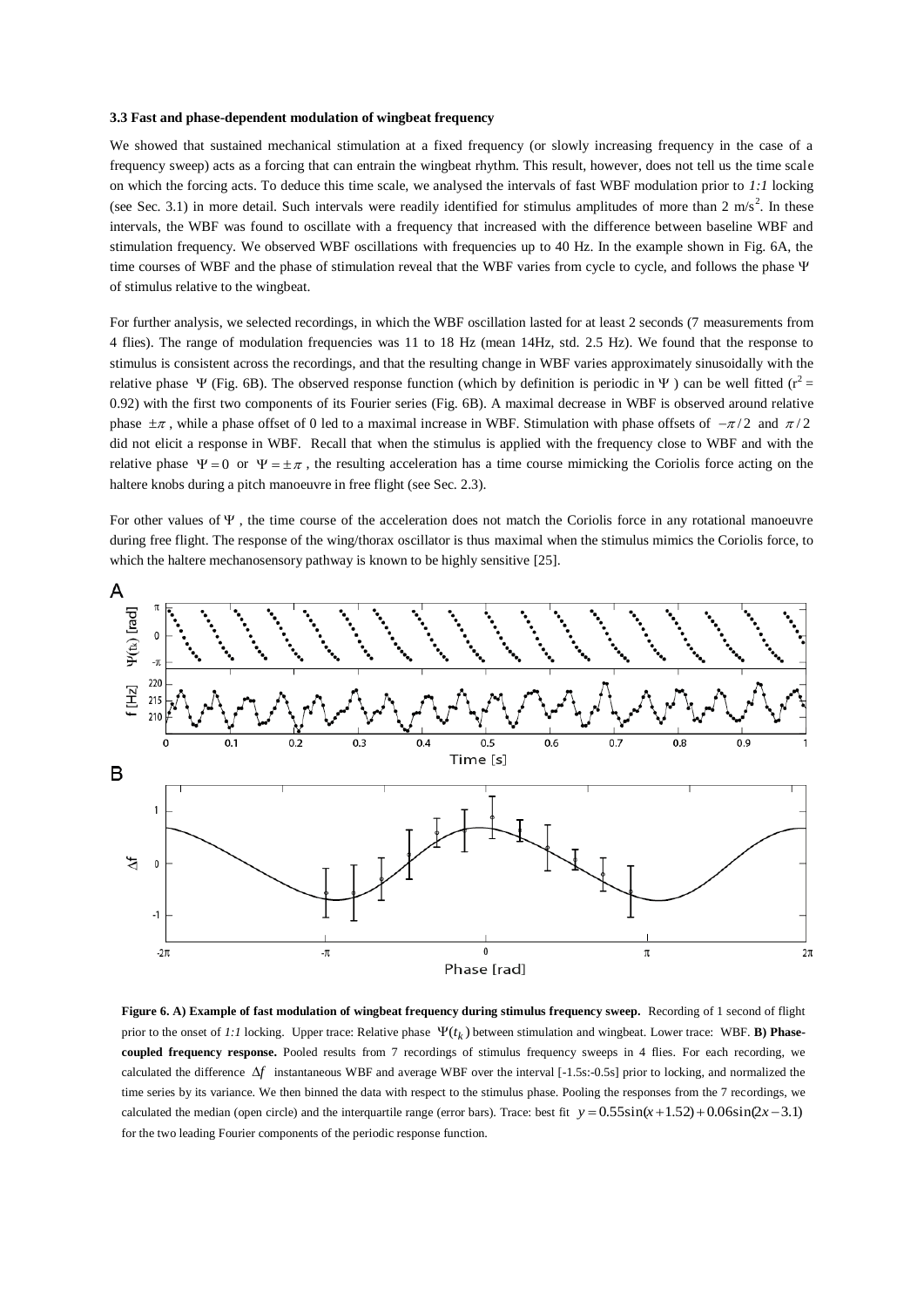### 3.3 Fast and phase-dependent modulation of wingbeat frequency

We showed that sustained mechanical stimulation at a fixed frequency (or slowly increasing frequency in the case of a frequency sweep) acts as a forcing that can entrain the wingbeat rhythm. This result, however, does not tell us the time scale on which the forcing acts. To deduce this time scale, we analysed the intervals of fast WBF modulation prior to *1:1* locking (see Sec. 3.1) in more detail. Such intervals were readily identified for stimulus amplitudes of more than 2 $m/s^2$. In these intervals, the WBF was found to oscillate with a frequency that increased with the difference between baseline WBF and stimulation frequency. We observed WBF oscillations with frequencies up to 40 Hz. In the example shown in Fig. 6A, the time courses of WBF and the phase of stimulation reveal that the WBF varies from cycle to cycle, and follows the phase $\Psi$ of stimulus relative to the wingbeat.

For further analysis, we selected recordings, in which the WBF oscillation lasted for at least 2 seconds (7 measurements from 4 flies). The range of modulation frequencies was 11 to 18 Hz (mean 14Hz, std. 2.5 Hz). We found that the response to stimulus is consistent across the recordings, and that the resulting change in WBF varies approximately sinusoidally with the relative phase $\Psi$ (Fig. 6B). The observed response function (which by definition is periodic in $\Psi$ ) can be well fitted ($r^2$ = 0.92) with the first two components of its Fourier series (Fig. 6B). A maximal decrease in WBF is observed around relative phase $\pm\pi$, while a phase offset of 0 led to a maximal increase in WBF. Stimulation with phase offsets of $-\pi/2$ and $\pi/2$ did not elicit a response in WBF. Recall that when the stimulus is applied with the frequency close to WBF and with the relative phase $\Psi = 0$ or $\Psi = \pm\pi$, the resulting acceleration has a time course mimicking the Coriolis force acting on the haltere knobs during a pitch manoeuvre in free flight (see Sec. 2.3).

For other values of $\Psi$, the time course of the acceleration does not match the Coriolis force in any rotational manoeuvre during free flight. The response of the wing/thorax oscillator is thus maximal when the stimulus mimics the Coriolis force, to which the haltere mechanosensory pathway is known to be highly sensitive [25].

**Figure 6. A) Example of fast modulation of wingbeat frequency during stimulus frequency sweep.** Recording of 1 second of flight prior to the onset of *1:1* locking. Upper trace: Relative phase $\Psi(t_k)$ between stimulation and wingbeat. Lower trace: WBF. **B) Phase-coupled frequency response.** Pooled results from 7 recordings of stimulus frequency sweeps in 4 flies. For each recording, we calculated the difference $\Delta f$ instantaneous WBF and average WBF over the interval [-1.5s:-0.5s] prior to locking, and normalized the time series by its variance. We then binned the data with respect to the stimulus phase. Pooling the responses from the 7 recordings, we calculated the median (open circle) and the interquartile range (error bars). Trace: best fit $y = 0.55\sin(x+1.52) + 0.06\sin(2x-3.1)$ for the two leading Fourier components of the periodic response function.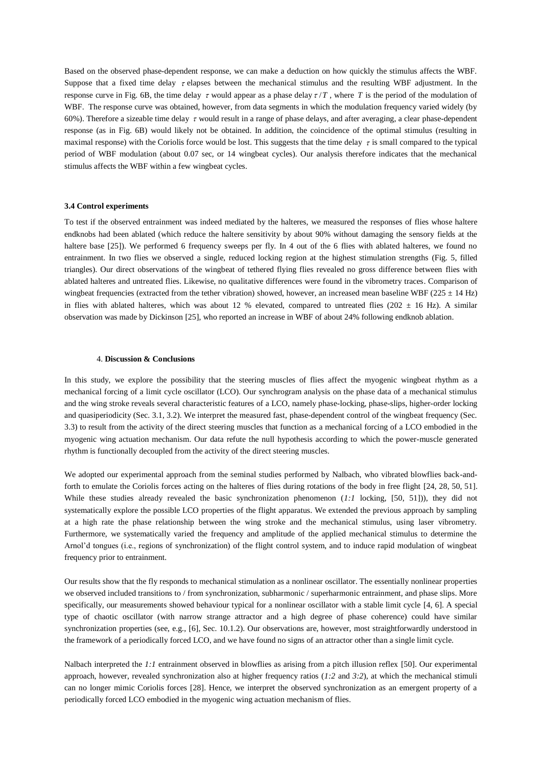Based on the observed phase-dependent response, we can make a deduction on how quickly the stimulus affects the WBF. Suppose that a fixed time delay $\tau$ elapses between the mechanical stimulus and the resulting WBF adjustment. In the response curve in Fig. 6B, the time delay $\tau$ would appear as a phase delay $\tau / T$, where $T$ is the period of the modulation of WBF. The response curve was obtained, however, from data segments in which the modulation frequency varied widely (by 60%). Therefore a sizeable time delay $\tau$ would result in a range of phase delays, and after averaging, a clear phase-dependent response (as in Fig. 6B) would likely not be obtained. In addition, the coincidence of the optimal stimulus (resulting in maximal response) with the Coriolis force would be lost. This suggests that the time delay $\tau$ is small compared to the typical period of WBF modulation (about 0.07 sec, or 14 wingbeat cycles). Our analysis therefore indicates that the mechanical stimulus affects the WBF within a few wingbeat cycles.

### 3.4 Control experiments

To test if the observed entrainment was indeed mediated by the halteres, we measured the responses of flies whose haltere endknobs had been ablated (which reduce the haltere sensitivity by about 90% without damaging the sensory fields at the haltere base [25]). We performed 6 frequency sweeps per fly. In 4 out of the 6 flies with ablated halteres, we found no entrainment. In two flies we observed a single, reduced locking region at the highest stimulation strengths (Fig. 5, filled triangles). Our direct observations of the wingbeat of tethered flying flies revealed no gross difference between flies with ablated halteres and untreated flies. Likewise, no qualitative differences were found in the vibrometry traces. Comparison of wingbeat frequencies (extracted from the tether vibration) showed, however, an increased mean baseline WBF ($225 \pm 14$ Hz) in flies with ablated halteres, which was about 12 % elevated, compared to untreated flies ($202 \pm 16$ Hz). A similar observation was made by Dickinson [25], who reported an increase in WBF of about 24% following endknob ablation.

## 4. Discussion & Conclusions

In this study, we explore the possibility that the steering muscles of flies affect the myogenic wingbeat rhythm as a mechanical forcing of a limit cycle oscillator (LCO). Our synchrogram analysis on the phase data of a mechanical stimulus and the wing stroke reveals several characteristic features of a LCO, namely phase-locking, phase-slips, higher-order locking and quasiperiodicity (Sec. 3.1, 3.2). We interpret the measured fast, phase-dependent control of the wingbeat frequency (Sec. 3.3) to result from the activity of the direct steering muscles that function as a mechanical forcing of a LCO embodied in the myogenic wing actuation mechanism. Our data refute the null hypothesis according to which the power-muscle generated rhythm is functionally decoupled from the activity of the direct steering muscles.

We adopted our experimental approach from the seminal studies performed by Nalbach, who vibrated blowflies back-and-forth to emulate the Coriolis forces acting on the halteres of flies during rotations of the body in free flight [24, 28, 50, 51]. While these studies already revealed the basic synchronization phenomenon (*1:1* locking, [50, 51])), they did not systematically explore the possible LCO properties of the flight apparatus. We extended the previous approach by sampling at a high rate the phase relationship between the wing stroke and the mechanical stimulus, using laser vibrometry. Furthermore, we systematically varied the frequency and amplitude of the applied mechanical stimulus to determine the Arnol'd tongues (i.e., regions of synchronization) of the flight control system, and to induce rapid modulation of wingbeat frequency prior to entrainment.

Our results show that the fly responds to mechanical stimulation as a nonlinear oscillator. The essentially nonlinear properties we observed included transitions to / from synchronization, subharmonic / superharmonic entrainment, and phase slips. More specifically, our measurements showed behaviour typical for a nonlinear oscillator with a stable limit cycle [4, 6]. A special type of chaotic oscillator (with narrow strange attractor and a high degree of phase coherence) could have similar synchronization properties (see, e.g., [6], Sec. 10.1.2). Our observations are, however, most straightforwardly understood in the framework of a periodically forced LCO, and we have found no signs of an attractor other than a single limit cycle.

Nalbach interpreted the *1:1* entrainment observed in blowflies as arising from a pitch illusion reflex [50]. Our experimental approach, however, revealed synchronization also at higher frequency ratios (*1:2* and *3:2*), at which the mechanical stimuli can no longer mimic Coriolis forces [28]. Hence, we interpret the observed synchronization as an emergent property of a periodically forced LCO embodied in the myogenic wing actuation mechanism of flies.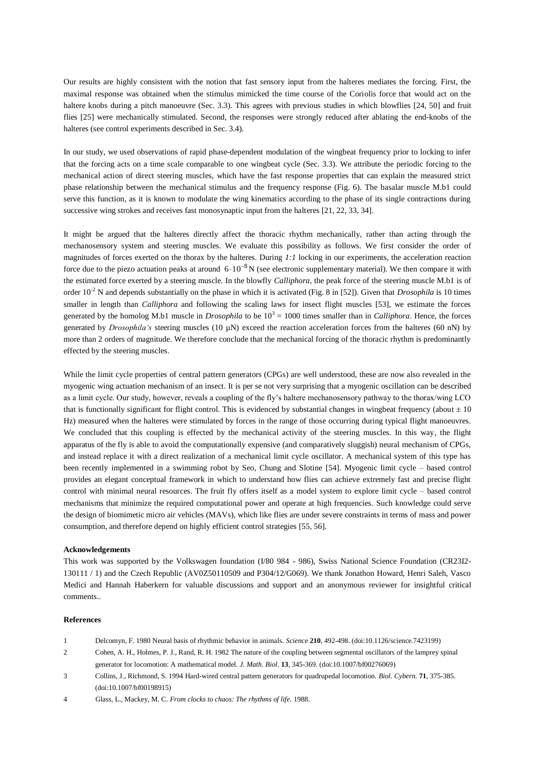Our results are highly consistent with the notion that fast sensory input from the halteres mediates the forcing. First, the maximal response was obtained when the stimulus mimicked the time course of the Coriolis force that would act on the haltere knobs during a pitch manoeuvre (Sec. 3.3). This agrees with previous studies in which blowflies [24, 50] and fruit flies [25] were mechanically stimulated. Second, the responses were strongly reduced after ablating the end-knobs of the halteres (see control experiments described in Sec. 3.4).

In our study, we used observations of rapid phase-dependent modulation of the wingbeat frequency prior to locking to infer that the forcing acts on a time scale comparable to one wingbeat cycle (Sec. 3.3). We attribute the periodic forcing to the mechanical action of direct steering muscles, which have the fast response properties that can explain the measured strict phase relationship between the mechanical stimulus and the frequency response (Fig. 6). The basalar muscle M.b1 could serve this function, as it is known to modulate the wing kinematics according to the phase of its single contractions during successive wing strokes and receives fast monosynaptic input from the halteres [21, 22, 33, 34].

It might be argued that the halteres directly affect the thoracic rhythm mechanically, rather than acting through the mechanosensory system and steering muscles. We evaluate this possibility as follows. We first consider the order of magnitudes of forces exerted on the thorax by the halteres. During *1:1* locking in our experiments, the acceleration reaction force due to the piezo actuation peaks at around $6 \cdot 10^{-8}$ N (see electronic supplementary material). We then compare it with the estimated force exerted by a steering muscle. In the blowfly *Calliphora*, the peak force of the steering muscle M.b1 is of order $10^{-2}$ N and depends substantially on the phase in which it is activated (Fig. 8 in [52]). Given that *Drosophila* is 10 times smaller in length than *Calliphora* and following the scaling laws for insect flight muscles [53], we estimate the forces generated by the homolog M.b1 muscle in *Drosophila* to be $10^3 = 1000$ times smaller than in *Calliphora*. Hence, the forces generated by *Drosophila's* steering muscles (10 µN) exceed the reaction acceleration forces from the halteres (60 nN) by more than 2 orders of magnitude. We therefore conclude that the mechanical forcing of the thoracic rhythm is predominantly effected by the steering muscles.

While the limit cycle properties of central pattern generators (CPGs) are well understood, these are now also revealed in the myogenic wing actuation mechanism of an insect. It is per se not very surprising that a myogenic oscillation can be described as a limit cycle. Our study, however, reveals a coupling of the fly's haltere mechanosensory pathway to the thorax/wing LCO that is functionally significant for flight control. This is evidenced by substantial changes in wingbeat frequency (about $\pm$ 10 Hz) measured when the halteres were stimulated by forces in the range of those occurring during typical flight manoeuvres. We concluded that this coupling is effected by the mechanical activity of the steering muscles. In this way, the flight apparatus of the fly is able to avoid the computationally expensive (and comparatively sluggish) neural mechanism of CPGs, and instead replace it with a direct realization of a mechanical limit cycle oscillator. A mechanical system of this type has been recently implemented in a swimming robot by Seo, Chung and Slotine [54]. Myogenic limit cycle – based control provides an elegant conceptual framework in which to understand how flies can achieve extremely fast and precise flight control with minimal neural resources. The fruit fly offers itself as a model system to explore limit cycle – based control mechanisms that minimize the required computational power and operate at high frequencies. Such knowledge could serve the design of biomimetic micro air vehicles (MAVs), which like flies are under severe constraints in terms of mass and power consumption, and therefore depend on highly efficient control strategies [55, 56].

**Acknowledgements**

This work was supported by the Volkswagen foundation (I/80 984 - 986), Swiss National Science Foundation (CR23I2-130111 / 1) and the Czech Republic (AV0Z50110509 and P304/12/G069). We thank Jonathon Howard, Henri Saleh, Vasco Medici and Hannah Haberkern for valuable discussions and support and an anonymous reviewer for insightful critical comments..

**References**

1 Delcomyn, F. 1980 Neural basis of rhythmic behavior in animals. *Science* **210**, 492-498. (doi:10.1126/science.7423199)

2 Cohen, A. H., Holmes, P. J., Rand, R. H. 1982 The nature of the coupling between segmental oscillators of the lamprey spinal generator for locomotion: A mathematical model. *J. Math. Biol.* **13**, 345-369. (doi:10.1007/bf00276069)

3 Collins, J., Richmond, S. 1994 Hard-wired central pattern generators for quadrupedal locomotion. *Biol. Cybern.* **71**, 375-385. (doi:10.1007/bf00198915)

4 Glass, L., Mackey, M. C. *From clocks to chaos: The rhythms of life.* 1988.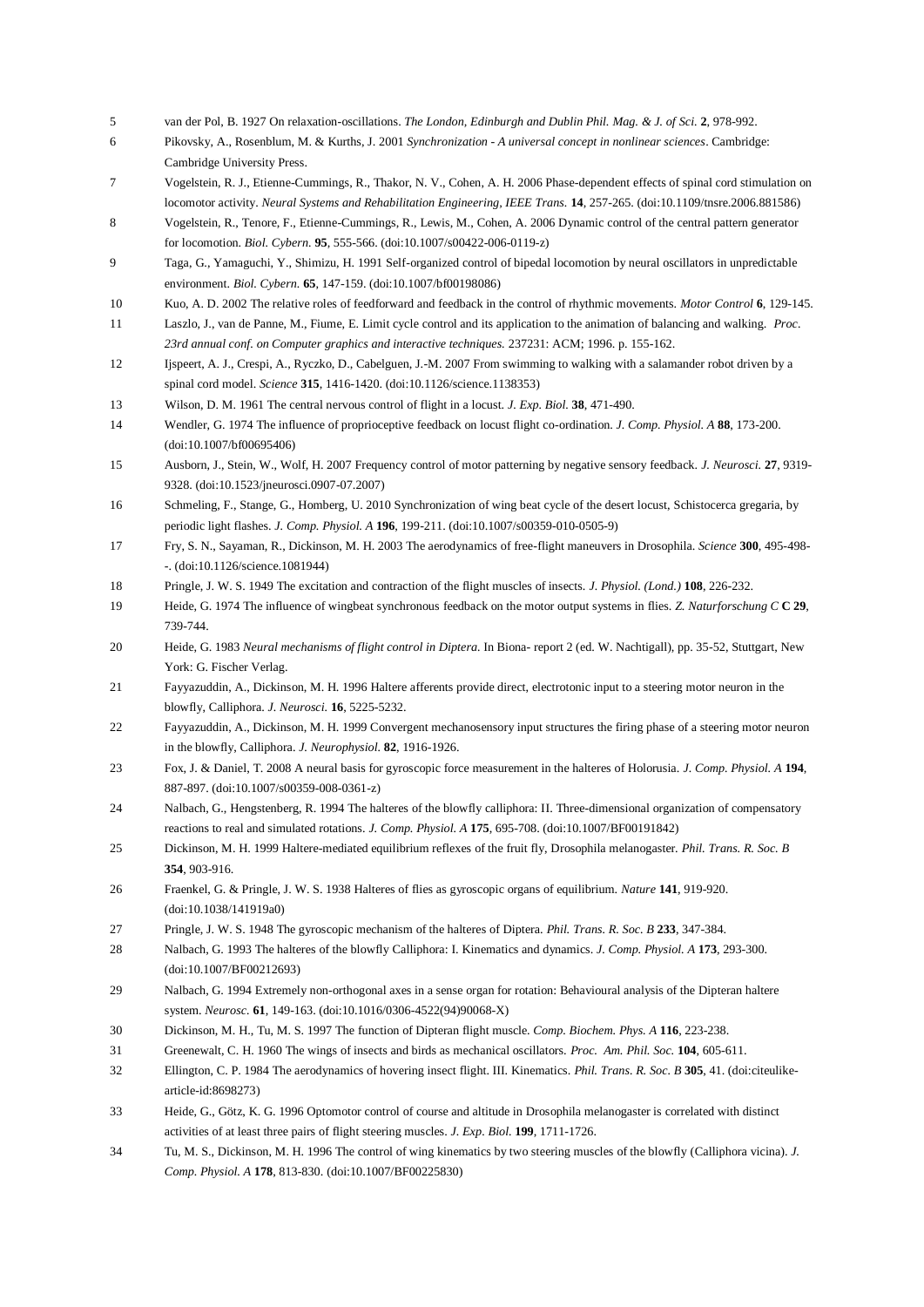5 van der Pol, B. 1927 On relaxation-oscillations. *The London, Edinburgh and Dublin Phil. Mag. & J. of Sci.* **2**, 978-992.

6 Pikovsky, A., Rosenblum, M. & Kurths, J. 2001 *Synchronization - A universal concept in nonlinear sciences*. Cambridge: Cambridge University Press.

7 Vogelstein, R. J., Etienne-Cummings, R., Thakor, N. V., Cohen, A. H. 2006 Phase-dependent effects of spinal cord stimulation on locomotor activity. *Neural Systems and Rehabilitation Engineering, IEEE Trans.* **14**, 257-265. (doi:10.1109/tnsre.2006.881586)

8 Vogelstein, R., Tenore, F., Etienne-Cummings, R., Lewis, M., Cohen, A. 2006 Dynamic control of the central pattern generator for locomotion. *Biol. Cybern.* **95**, 555-566. (doi:10.1007/s00422-006-0119-z)

9 Taga, G., Yamaguchi, Y., Shimizu, H. 1991 Self-organized control of bipedal locomotion by neural oscillators in unpredictable environment. *Biol. Cybern.* **65**, 147-159. (doi:10.1007/bf00198086)

10 Kuo, A. D. 2002 The relative roles of feedforward and feedback in the control of rhythmic movements. *Motor Control* **6**, 129-145.

11 Laszlo, J., van de Panne, M., Fiume, E. Limit cycle control and its application to the animation of balancing and walking. *Proc. 23rd annual conf. on Computer graphics and interactive techniques.* 237231: ACM; 1996. p. 155-162.

12 Ijspeert, A. J., Crespi, A., Ryczko, D., Cabelguen, J.-M. 2007 From swimming to walking with a salamander robot driven by a spinal cord model. *Science* **315**, 1416-1420. (doi:10.1126/science.1138353)

13 Wilson, D. M. 1961 The central nervous control of flight in a locust. *J. Exp. Biol.* **38**, 471-490.

14 Wendler, G. 1974 The influence of proprioceptive feedback on locust flight co-ordination. *J. Comp. Physiol. A* **88**, 173-200. (doi:10.1007/bf00695406)

15 Ausborn, J., Stein, W., Wolf, H. 2007 Frequency control of motor patterning by negative sensory feedback. *J. Neurosci.* **27**, 9319-9328. (doi:10.1523/jneurosci.0907-07.2007)

16 Schmeling, F., Stange, G., Homberg, U. 2010 Synchronization of wing beat cycle of the desert locust, Schistocerca gregaria, by periodic light flashes. *J. Comp. Physiol. A* **196**, 199-211. (doi:10.1007/s00359-010-0505-9)

17 Fry, S. N., Sayaman, R., Dickinson, M. H. 2003 The aerodynamics of free-flight maneuvers in Drosophila. *Science* **300**, 495-498-. (doi:10.1126/science.1081944)

18 Pringle, J. W. S. 1949 The excitation and contraction of the flight muscles of insects. *J. Physiol. (Lond.)* **108**, 226-232.

19 Heide, G. 1974 The influence of wingbeat synchronous feedback on the motor output systems in flies. *Z. Naturforschung C* **C 29**, 739-744.

20 Heide, G. 1983 *Neural mechanisms of flight control in Diptera.* In Biona- report 2 (ed. W. Nachtigall), pp. 35-52, Stuttgart, New York: G. Fischer Verlag.

21 Fayyazuddin, A., Dickinson, M. H. 1996 Haltere afferents provide direct, electrotonic input to a steering motor neuron in the blowfly, Calliphora. *J. Neurosci.* **16**, 5225-5232.

22 Fayyazuddin, A., Dickinson, M. H. 1999 Convergent mechanosensory input structures the firing phase of a steering motor neuron in the blowfly, Calliphora. *J. Neurophysiol.* **82**, 1916-1926.

23 Fox, J. & Daniel, T. 2008 A neural basis for gyroscopic force measurement in the halteres of Holorusia. *J. Comp. Physiol. A* **194**, 887-897. (doi:10.1007/s00359-008-0361-z)

24 Nalbach, G., Hengstenberg, R. 1994 The halteres of the blowfly calliphora: II. Three-dimensional organization of compensatory reactions to real and simulated rotations. *J. Comp. Physiol. A* **175**, 695-708. (doi:10.1007/BF00191842)

25 Dickinson, M. H. 1999 Haltere-mediated equilibrium reflexes of the fruit fly, Drosophila melanogaster. *Phil. Trans. R. Soc. B* **354**, 903-916.

26 Fraenkel, G. & Pringle, J. W. S. 1938 Halteres of flies as gyroscopic organs of equilibrium. *Nature* **141**, 919-920. (doi:10.1038/141919a0)

27 Pringle, J. W. S. 1948 The gyroscopic mechanism of the halteres of Diptera. *Phil. Trans. R. Soc. B* **233**, 347-384.

28 Nalbach, G. 1993 The halteres of the blowfly Calliphora: I. Kinematics and dynamics. *J. Comp. Physiol. A* **173**, 293-300. (doi:10.1007/BF00212693)

29 Nalbach, G. 1994 Extremely non-orthogonal axes in a sense organ for rotation: Behavioural analysis of the Dipteran haltere system. *Neurosc.* **61**, 149-163. (doi:10.1016/0306-4522(94)90068-X)

30 Dickinson, M. H., Tu, M. S. 1997 The function of Dipteran flight muscle. *Comp. Biochem. Phys. A* **116**, 223-238.

31 Greenewalt, C. H. 1960 The wings of insects and birds as mechanical oscillators. *Proc. Am. Phil. Soc.* **104**, 605-611.

32 Ellington, C. P. 1984 The aerodynamics of hovering insect flight. III. Kinematics. *Phil. Trans. R. Soc. B* **305**, 41. (doi:citeulike-article-id:8698273)

33 Heide, G., Götz, K. G. 1996 Optomotor control of course and altitude in Drosophila melanogaster is correlated with distinct activities of at least three pairs of flight steering muscles. *J. Exp. Biol.* **199**, 1711-1726.

34 Tu, M. S., Dickinson, M. H. 1996 The control of wing kinematics by two steering muscles of the blowfly (Calliphora vicina). *J. Comp. Physiol. A* **178**, 813-830. (doi:10.1007/BF00225830)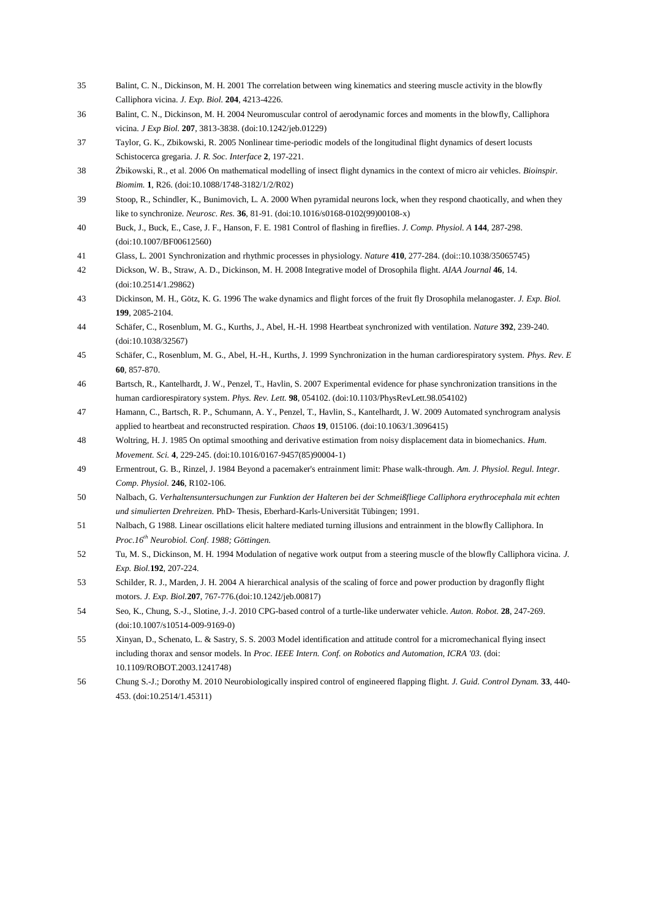35 Balint, C. N., Dickinson, M. H. 2001 The correlation between wing kinematics and steering muscle activity in the blowfly Calliphora vicina. *J. Exp. Biol.* **204**, 4213-4226.

36 Balint, C. N., Dickinson, M. H. 2004 Neuromuscular control of aerodynamic forces and moments in the blowfly, Calliphora vicina. *J Exp Biol.* **207**, 3813-3838. (doi:10.1242/jeb.01229)

37 Taylor, G. K., Zbikowski, R. 2005 Nonlinear time-periodic models of the longitudinal flight dynamics of desert locusts Schistocerca gregaria. *J. R. Soc. Interface* **2**, 197-221.

38 Żbikowski, R., et al. 2006 On mathematical modelling of insect flight dynamics in the context of micro air vehicles. *Bioinspir. Biomim.* **1**, R26. (doi:10.1088/1748-3182/1/2/R02)

39 Stoop, R., Schindler, K., Bunimovich, L. A. 2000 When pyramidal neurons lock, when they respond chaotically, and when they like to synchronize. *Neurosc. Res.* **36**, 81-91. (doi:10.1016/s0168-0102(99)00108-x)

40 Buck, J., Buck, E., Case, J. F., Hanson, F. E. 1981 Control of flashing in fireflies. *J. Comp. Physiol. A* **144**, 287-298. (doi:10.1007/BF00612560)

41 Glass, L. 2001 Synchronization and rhythmic processes in physiology. *Nature* **410**, 277-284. (doi::10.1038/35065745)

42 Dickson, W. B., Straw, A. D., Dickinson, M. H. 2008 Integrative model of Drosophila flight. *AIAA Journal* **46**, 14. (doi:10.2514/1.29862)

43 Dickinson, M. H., Götz, K. G. 1996 The wake dynamics and flight forces of the fruit fly Drosophila melanogaster. *J. Exp. Biol.* **199**, 2085-2104.

44 Schäfer, C., Rosenblum, M. G., Kurths, J., Abel, H.-H. 1998 Heartbeat synchronized with ventilation. *Nature* **392**, 239-240. (doi:10.1038/32567)

45 Schäfer, C., Rosenblum, M. G., Abel, H.-H., Kurths, J. 1999 Synchronization in the human cardiorespiratory system. *Phys. Rev. E* **60**, 857-870.

46 Bartsch, R., Kantelhardt, J. W., Penzel, T., Havlin, S. 2007 Experimental evidence for phase synchronization transitions in the human cardiorespiratory system. *Phys. Rev. Lett.* **98**, 054102. (doi:10.1103/PhysRevLett.98.054102)

47 Hamann, C., Bartsch, R. P., Schumann, A. Y., Penzel, T., Havlin, S., Kantelhardt, J. W. 2009 Automated synchrogram analysis applied to heartbeat and reconstructed respiration. *Chaos* **19**, 015106. (doi:10.1063/1.3096415)

48 Woltring, H. J. 1985 On optimal smoothing and derivative estimation from noisy displacement data in biomechanics. *Hum. Movement. Sci.* **4**, 229-245. (doi:10.1016/0167-9457(85)90004-1)

49 Ermentrout, G. B., Rinzel, J. 1984 Beyond a pacemaker's entrainment limit: Phase walk-through. *Am. J. Physiol. Regul. Integr. Comp. Physiol.* **246**, R102-106.

50 Nalbach, G. *Verhaltensuntersuchungen zur Funktion der Halteren bei der Schmeißfliege Calliphora erythrocephala mit echten und simulierten Drehreizen.* PhD- Thesis, Eberhard-Karls-Universität Tübingen; 1991.

51 Nalbach, G 1988. Linear oscillations elicit haltere mediated turning illusions and entrainment in the blowfly Calliphora. In *Proc.16th Neurobiol. Conf. 1988; Göttingen.*

52 Tu, M. S., Dickinson, M. H. 1994 Modulation of negative work output from a steering muscle of the blowfly Calliphora vicina. *J. Exp. Biol.***192**, 207-224.

53 Schilder, R. J., Marden, J. H. 2004 A hierarchical analysis of the scaling of force and power production by dragonfly flight motors. *J. Exp. Biol.***207**, 767-776.(doi:10.1242/jeb.00817)

54 Seo, K., Chung, S.-J., Slotine, J.-J. 2010 CPG-based control of a turtle-like underwater vehicle. *Auton. Robot.* **28**, 247-269. (doi:10.1007/s10514-009-9169-0)

55 Xinyan, D., Schenato, L. & Sastry, S. S. 2003 Model identification and attitude control for a micromechanical flying insect including thorax and sensor models. In *Proc. IEEE Intern. Conf. on Robotics and Automation, ICRA '03.* (doi: 10.1109/ROBOT.2003.1241748)

56 Chung S.-J.; Dorothy M. 2010 Neurobiologically inspired control of engineered flapping flight. *J. Guid. Control Dynam.* **33**, 440-453. (doi:10.2514/1.45311)